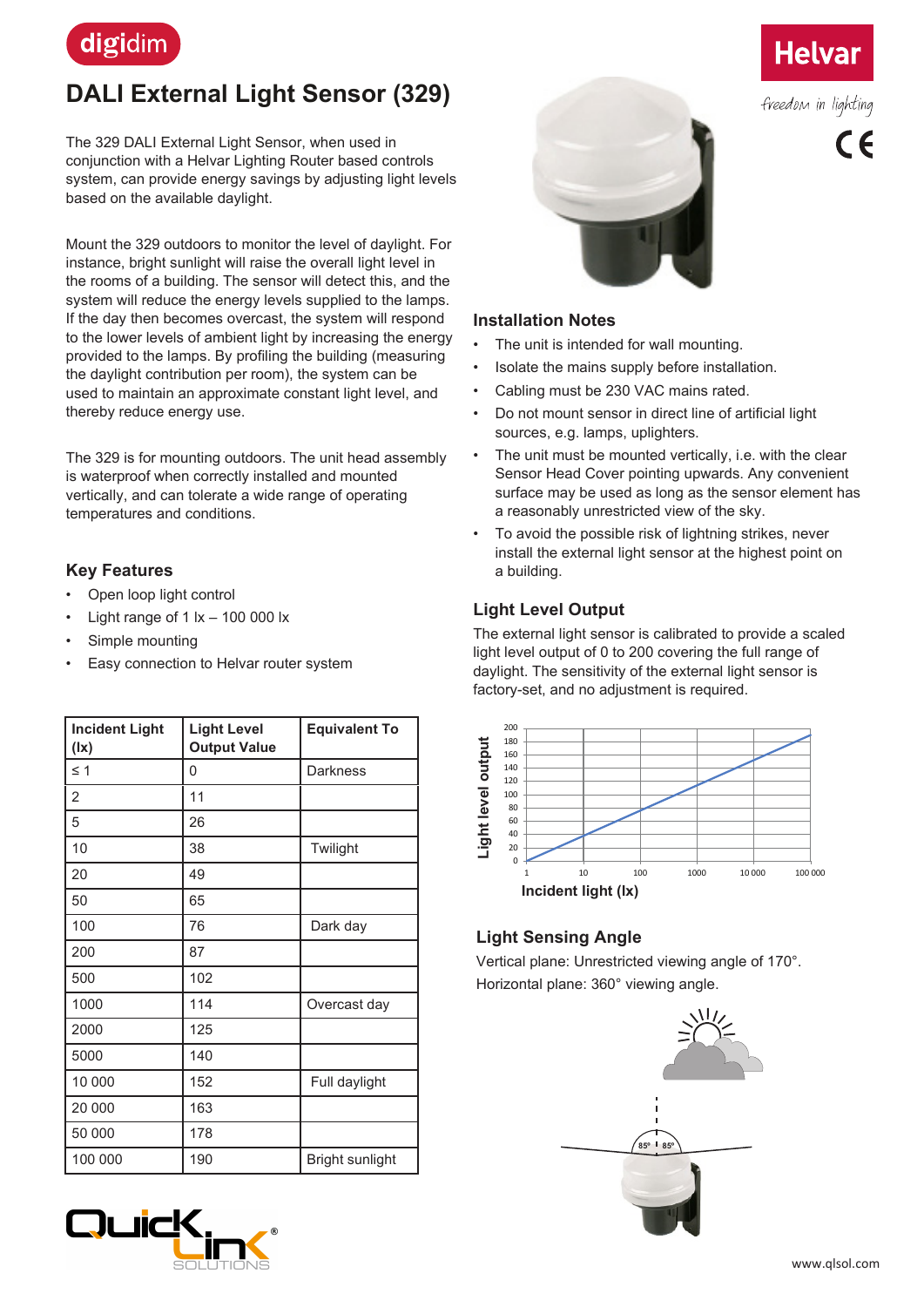digidim

# DALI External Light Sensor (329)

Helvar

freedom in lighting

The 329 DALI External Light Sensor, when used in conjunction with a Helvar Lighting Router based controls system, can provide energy savings by adjusting light levels based on the available daylight.

Mount the 329 outdoors to monitor the level of daylight. For instance, bright sunlight will raise the overall light level in the rooms of a building. The sensor will detect this, and the system will reduce the energy levels supplied to the lamps. If the day then becomes overcast, the system will respond to the lower levels of ambient light by increasing the energy provided to the lamps. By profiling the building (measuring the daylight contribution per room), the system can be used to maintain an approximate constant light level, and thereby reduce energy use.

The 329 is for mounting outdoors. The unit head assembly is waterproof when correctly installed and mounted vertically, and can tolerate a wide range of operating temperatures and conditions.

## Key Features

- Open loop light control
- Light range of 1 lx – 100 000 lx
- Simple mounting
- Easy connection to Helvar router system

| Incident Light (lx) | Light Level Output Value | Equivalent To |
|---|---|---|
| ≤ 1 | 0 | Darkness |
| 2 | 11 | |
| 5 | 26 | |
| 10 | 38 | Twilight |
| 20 | 49 | |
| 50 | 65 | |
| 100 | 76 | Dark day |
| 200 | 87 | |
| 500 | 102 | |
| 1000 | 114 | Overcast day |
| 2000 | 125 | |
| 5000 | 140 | |
| 10 000 | 152 | Full daylight |
| 20 000 | 163 | |
| 50 000 | 178 | |
| 100 000 | 190 | Bright sunlight |

## Installation Notes

- The unit is intended for wall mounting.
- Isolate the mains supply before installation.
- Cabling must be 230 VAC mains rated.
- Do not mount sensor in direct line of artificial light sources, e.g. lamps, uplighters.
- The unit must be mounted vertically, i.e. with the clear Sensor Head Cover pointing upwards. Any convenient surface may be used as long as the sensor element has a reasonably unrestricted view of the sky.
- To avoid the possible risk of lightning strikes, never install the external light sensor at the highest point on a building.

## Light Level Output

The external light sensor is calibrated to provide a scaled light level output of 0 to 200 covering the full range of daylight. The sensitivity of the external light sensor is factory-set, and no adjustment is required.

## Light Sensing Angle

Vertical plane: Unrestricted viewing angle of 170°.
Horizontal plane: 360° viewing angle.

QuickLink SOLUTIONS

www.qlsol.com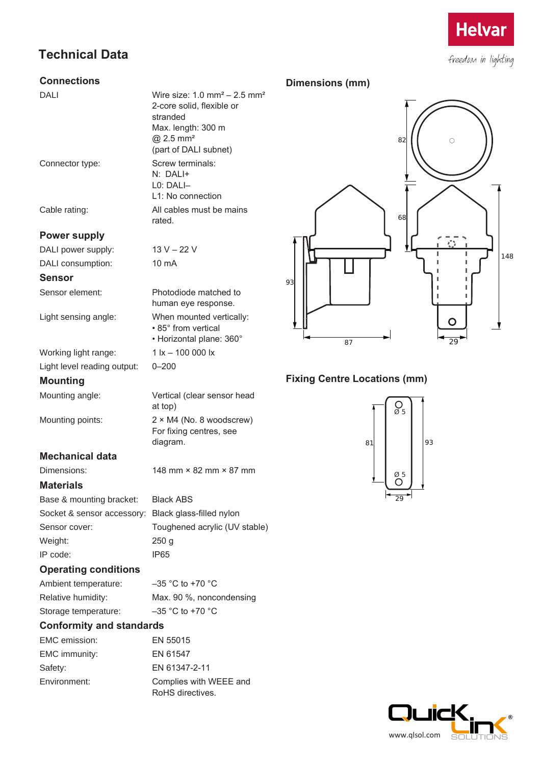# Technical Data

## Connections

| | |
|---|---|
| DALI | Wire size: 1.0 mm² – 2.5 mm² 2-core solid, flexible or stranded Max. length: 300 m @ 2.5 mm² (part of DALI subnet) |
| Connector type: | Screw terminals: N: DALI+ L0: DALI– L1: No connection |
| Cable rating: | All cables must be mains rated. |

## Power supply

| | |
|---|---|
| DALI power supply: | 13 V – 22 V |
| DALI consumption: | 10 mA |

## Sensor

| | |
|---|---|
| Sensor element: | Photodiode matched to human eye response. |
| Light sensing angle: | When mounted vertically: • 85° from vertical • Horizontal plane: 360° |
| Working light range: | 1 lx – 100 000 lx |
| Light level reading output: | 0–200 |

## Mounting

| | |
|---|---|
| Mounting angle: | Vertical (clear sensor head at top) |
| Mounting points: | 2 × M4 (No. 8 woodscrew) For fixing centres, see diagram. |

## Mechanical data

| | |
|---|---|
| Dimensions: | 148 mm × 82 mm × 87 mm |

## Materials

| | |
|---|---|
| Base & mounting bracket: | Black ABS |
| Socket & sensor accessory: | Black glass-filled nylon |
| Sensor cover: | Toughened acrylic (UV stable) |
| Weight: | 250 g |
| IP code: | IP65 |

## Operating conditions

| | |
|---|---|
| Ambient temperature: | –35 °C to +70 °C |
| Relative humidity: | Max. 90 %, noncondensing |
| Storage temperature: | –35 °C to +70 °C |

## Conformity and standards

| | |
|---|---|
| EMC emission: | EN 55015 |
| EMC immunity: | EN 61547 |
| Safety: | EN 61347-2-11 |
| Environment: | Complies with WEEE and RoHS directives. |

## Dimensions (mm)

82
68
148
93
87
29

## Fixing Centre Locations (mm)

Ø 5
81
93
Ø 5
29

www.qlsol.com